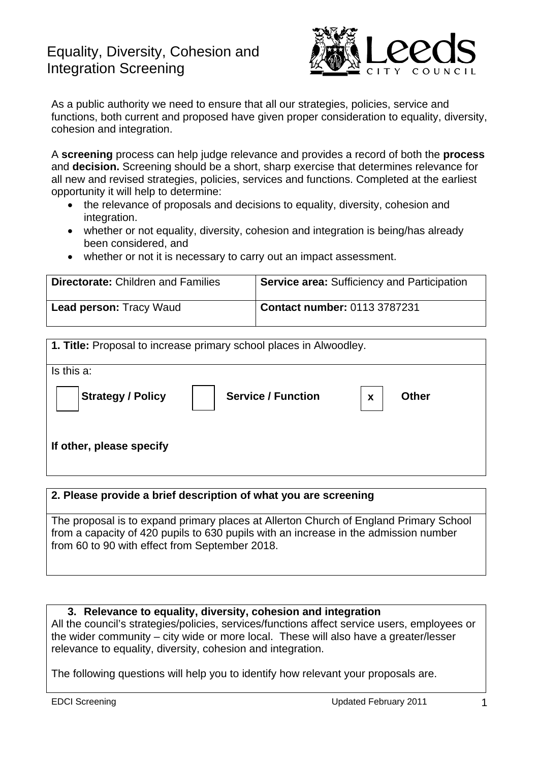# Equality, Diversity, Cohesion and Integration Screening

As a public authority we need to ensure that all our strategies, policies, service and functions, both current and proposed have given proper consideration to equality, diversity, cohesion and integration.

A **screening** process can help judge relevance and provides a record of both the **process** and **decision.** Screening should be a short, sharp exercise that determines relevance for all new and revised strategies, policies, services and functions. Completed at the earliest opportunity it will help to determine:

- the relevance of proposals and decisions to equality, diversity, cohesion and integration.
- whether or not equality, diversity, cohesion and integration is being/has already been considered, and
- whether or not it is necessary to carry out an impact assessment.

| **Directorate:** Children and Families | **Service area:** Sufficiency and Participation |
|---|---|
| **Lead person:** Tracy Waud | **Contact number:** 0113 3787231 |

**1. Title:** Proposal to increase primary school places in Alwoodley.

Is this a:

| | **Strategy / Policy** | | **Service / Function** | x | **Other** |
|---|---|---|---|---|---|

**If other, please specify**

**2. Please provide a brief description of what you are screening**

The proposal is to expand primary places at Allerton Church of England Primary School from a capacity of 420 pupils to 630 pupils with an increase in the admission number from 60 to 90 with effect from September 2018.

**3. Relevance to equality, diversity, cohesion and integration**

All the council's strategies/policies, services/functions affect service users, employees or the wider community – city wide or more local. These will also have a greater/lesser relevance to equality, diversity, cohesion and integration.

The following questions will help you to identify how relevant your proposals are.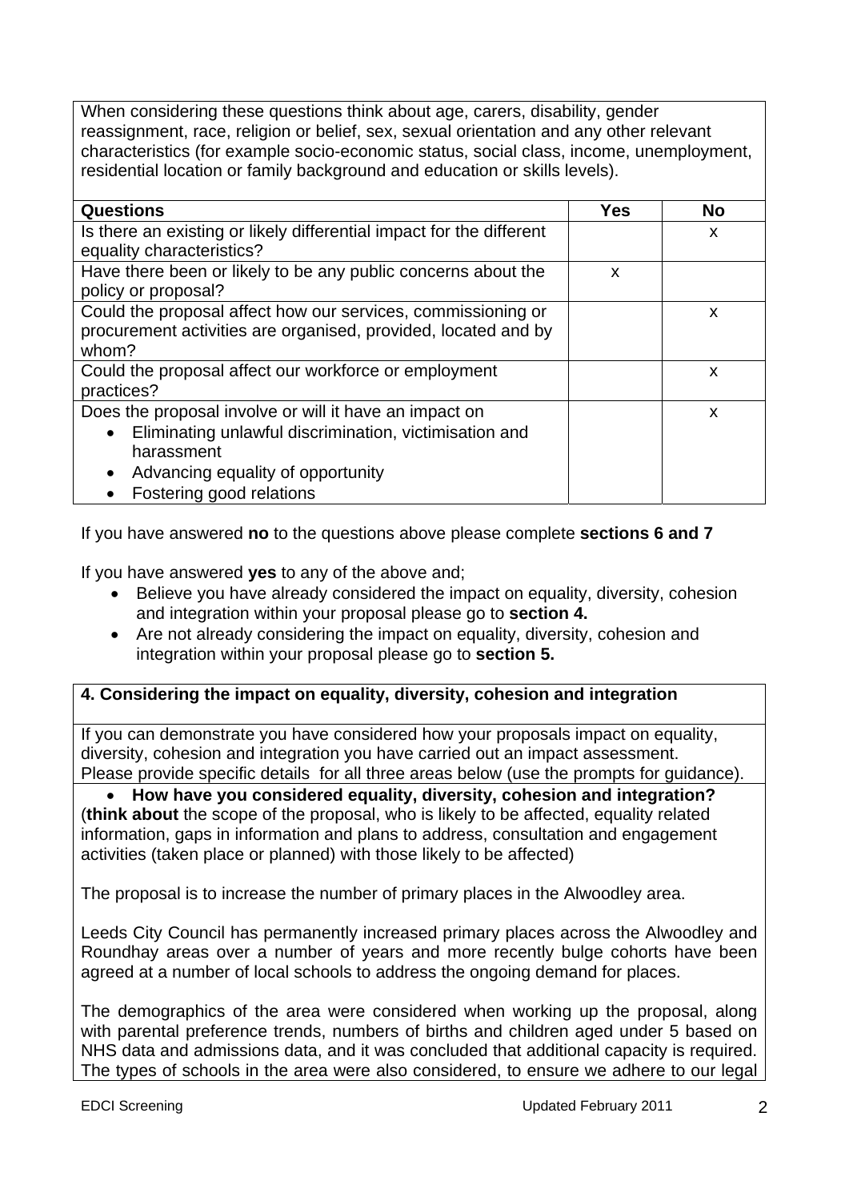When considering these questions think about age, carers, disability, gender reassignment, race, religion or belief, sex, sexual orientation and any other relevant characteristics (for example socio-economic status, social class, income, unemployment, residential location or family background and education or skills levels).

| Questions | Yes | No |
|---|---|---|
| Is there an existing or likely differential impact for the different equality characteristics? | | x |
| Have there been or likely to be any public concerns about the policy or proposal? | x | |
| Could the proposal affect how our services, commissioning or procurement activities are organised, provided, located and by whom? | | x |
| Could the proposal affect our workforce or employment practices? | | x |
| Does the proposal involve or will it have an impact on<br>• Eliminating unlawful discrimination, victimisation and harassment<br>• Advancing equality of opportunity<br>• Fostering good relations | | x |

If you have answered **no** to the questions above please complete **sections 6 and 7**

If you have answered **yes** to any of the above and;

- Believe you have already considered the impact on equality, diversity, cohesion and integration within your proposal please go to **section 4.**
- Are not already considering the impact on equality, diversity, cohesion and integration within your proposal please go to **section 5.**

## 4. Considering the impact on equality, diversity, cohesion and integration

If you can demonstrate you have considered how your proposals impact on equality, diversity, cohesion and integration you have carried out an impact assessment. Please provide specific details for all three areas below (use the prompts for guidance).

- **How have you considered equality, diversity, cohesion and integration?**

(**think about** the scope of the proposal, who is likely to be affected, equality related information, gaps in information and plans to address, consultation and engagement activities (taken place or planned) with those likely to be affected)

The proposal is to increase the number of primary places in the Alwoodley area.

Leeds City Council has permanently increased primary places across the Alwoodley and Roundhay areas over a number of years and more recently bulge cohorts have been agreed at a number of local schools to address the ongoing demand for places.

The demographics of the area were considered when working up the proposal, along with parental preference trends, numbers of births and children aged under 5 based on NHS data and admissions data, and it was concluded that additional capacity is required. The types of schools in the area were also considered, to ensure we adhere to our legal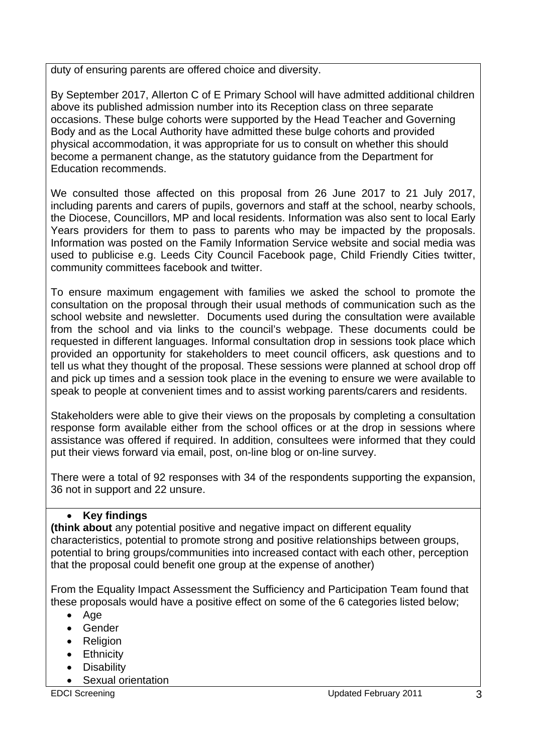duty of ensuring parents are offered choice and diversity.

By September 2017, Allerton C of E Primary School will have admitted additional children above its published admission number into its Reception class on three separate occasions. These bulge cohorts were supported by the Head Teacher and Governing Body and as the Local Authority have admitted these bulge cohorts and provided physical accommodation, it was appropriate for us to consult on whether this should become a permanent change, as the statutory guidance from the Department for Education recommends.

We consulted those affected on this proposal from 26 June 2017 to 21 July 2017, including parents and carers of pupils, governors and staff at the school, nearby schools, the Diocese, Councillors, MP and local residents. Information was also sent to local Early Years providers for them to pass to parents who may be impacted by the proposals. Information was posted on the Family Information Service website and social media was used to publicise e.g. Leeds City Council Facebook page, Child Friendly Cities twitter, community committees facebook and twitter.

To ensure maximum engagement with families we asked the school to promote the consultation on the proposal through their usual methods of communication such as the school website and newsletter. Documents used during the consultation were available from the school and via links to the council's webpage. These documents could be requested in different languages. Informal consultation drop in sessions took place which provided an opportunity for stakeholders to meet council officers, ask questions and to tell us what they thought of the proposal. These sessions were planned at school drop off and pick up times and a session took place in the evening to ensure we were available to speak to people at convenient times and to assist working parents/carers and residents.

Stakeholders were able to give their views on the proposals by completing a consultation response form available either from the school offices or at the drop in sessions where assistance was offered if required. In addition, consultees were informed that they could put their views forward via email, post, on-line blog or on-line survey.

There were a total of 92 responses with 34 of the respondents supporting the expansion, 36 not in support and 22 unsure.

- **Key findings**

**(think about** any potential positive and negative impact on different equality characteristics, potential to promote strong and positive relationships between groups, potential to bring groups/communities into increased contact with each other, perception that the proposal could benefit one group at the expense of another)

From the Equality Impact Assessment the Sufficiency and Participation Team found that these proposals would have a positive effect on some of the 6 categories listed below;

- Age
- Gender
- Religion
- Ethnicity
- Disability
- Sexual orientation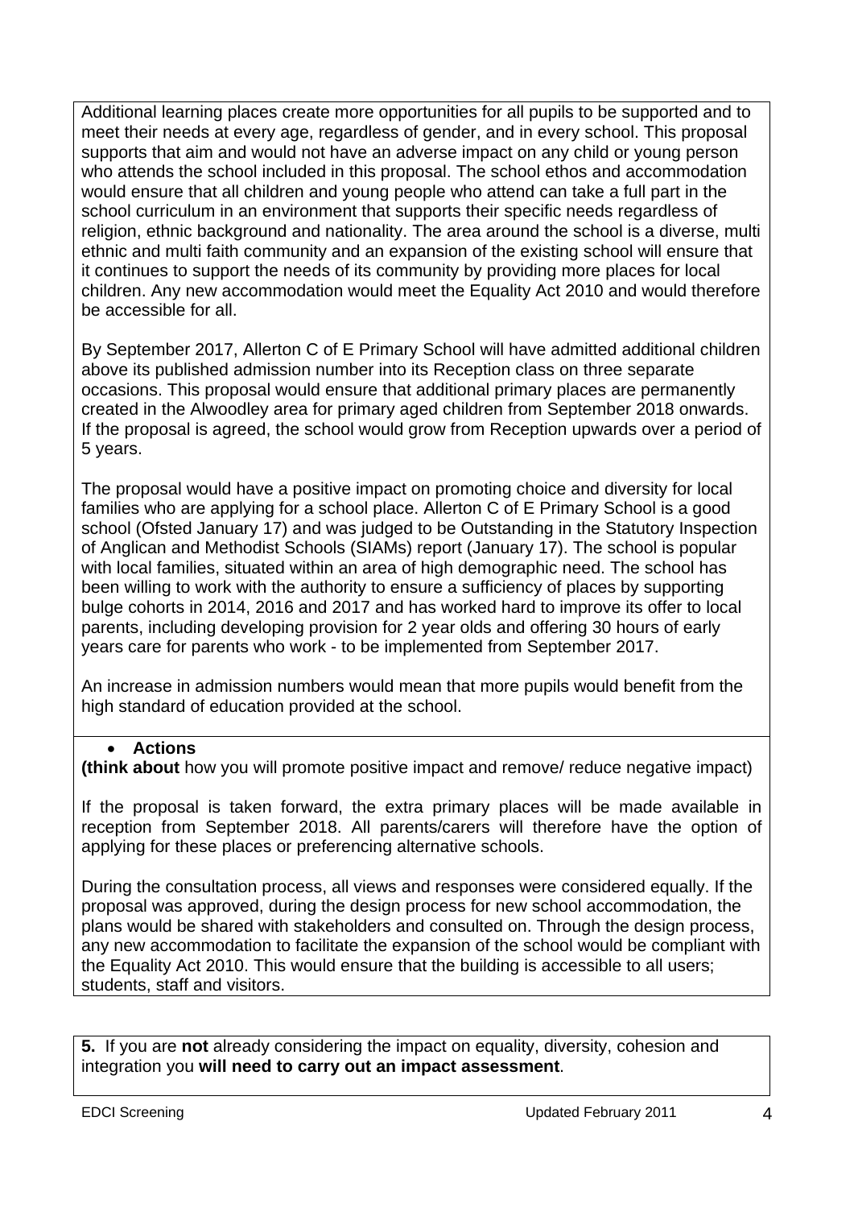Additional learning places create more opportunities for all pupils to be supported and to meet their needs at every age, regardless of gender, and in every school. This proposal supports that aim and would not have an adverse impact on any child or young person who attends the school included in this proposal. The school ethos and accommodation would ensure that all children and young people who attend can take a full part in the school curriculum in an environment that supports their specific needs regardless of religion, ethnic background and nationality. The area around the school is a diverse, multi ethnic and multi faith community and an expansion of the existing school will ensure that it continues to support the needs of its community by providing more places for local children. Any new accommodation would meet the Equality Act 2010 and would therefore be accessible for all.

By September 2017, Allerton C of E Primary School will have admitted additional children above its published admission number into its Reception class on three separate occasions. This proposal would ensure that additional primary places are permanently created in the Alwoodley area for primary aged children from September 2018 onwards. If the proposal is agreed, the school would grow from Reception upwards over a period of 5 years.

The proposal would have a positive impact on promoting choice and diversity for local families who are applying for a school place. Allerton C of E Primary School is a good school (Ofsted January 17) and was judged to be Outstanding in the Statutory Inspection of Anglican and Methodist Schools (SIAMs) report (January 17). The school is popular with local families, situated within an area of high demographic need. The school has been willing to work with the authority to ensure a sufficiency of places by supporting bulge cohorts in 2014, 2016 and 2017 and has worked hard to improve its offer to local parents, including developing provision for 2 year olds and offering 30 hours of early years care for parents who work - to be implemented from September 2017.

An increase in admission numbers would mean that more pupils would benefit from the high standard of education provided at the school.

- **Actions**

**(think about** how you will promote positive impact and remove/ reduce negative impact)

If the proposal is taken forward, the extra primary places will be made available in reception from September 2018. All parents/carers will therefore have the option of applying for these places or preferencing alternative schools.

During the consultation process, all views and responses were considered equally. If the proposal was approved, during the design process for new school accommodation, the plans would be shared with stakeholders and consulted on. Through the design process, any new accommodation to facilitate the expansion of the school would be compliant with the Equality Act 2010. This would ensure that the building is accessible to all users; students, staff and visitors.

**5.** If you are **not** already considering the impact on equality, diversity, cohesion and integration you **will need to carry out an impact assessment**.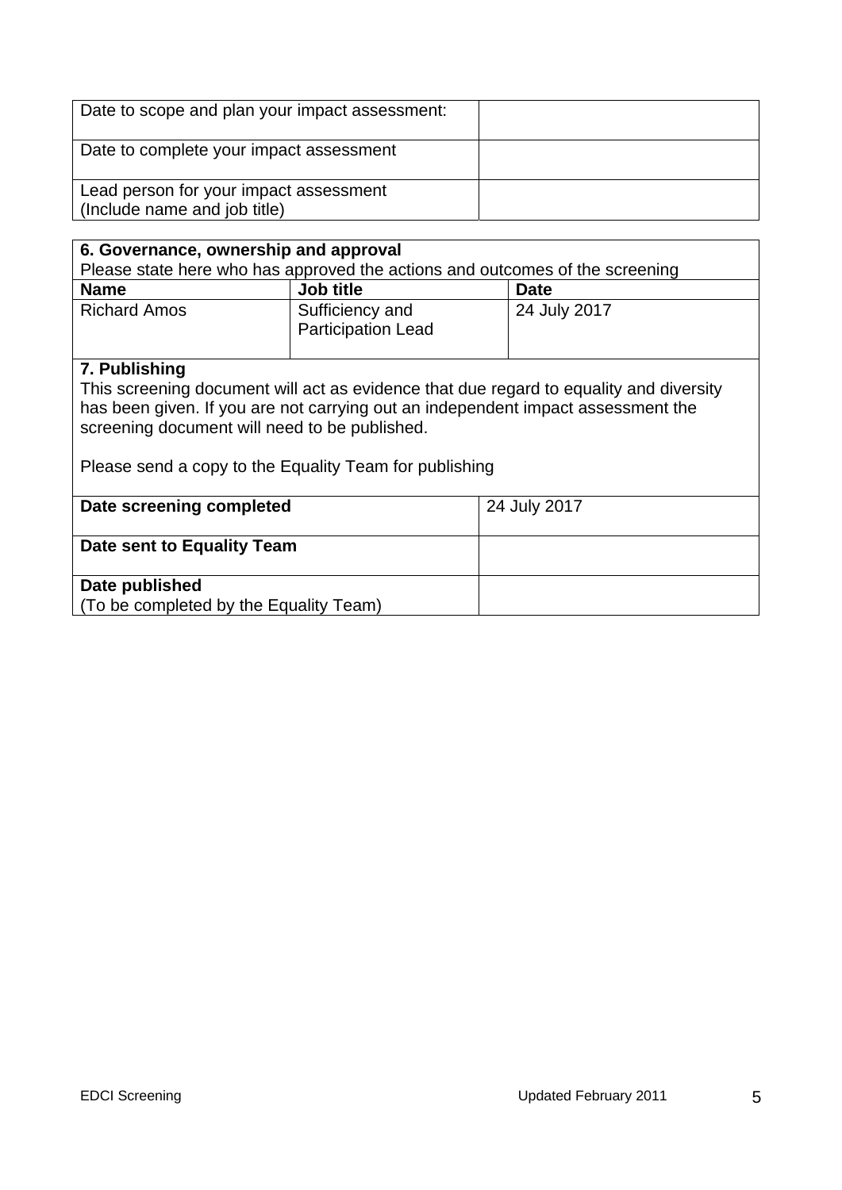| | |
|---|---|
| Date to scope and plan your impact assessment: | |
| Date to complete your impact assessment | |
| Lead person for your impact assessment (Include name and job title) | |

**6. Governance, ownership and approval**

Please state here who has approved the actions and outcomes of the screening

| Name | Job title | Date |
|---|---|---|
| Richard Amos | Sufficiency and Participation Lead | 24 July 2017 |

**7. Publishing**

This screening document will act as evidence that due regard to equality and diversity has been given. If you are not carrying out an independent impact assessment the screening document will need to be published.

Please send a copy to the Equality Team for publishing

| | |
|---|---|
| **Date screening completed** | 24 July 2017 |
| **Date sent to Equality Team** | |
| **Date published** (To be completed by the Equality Team) | |